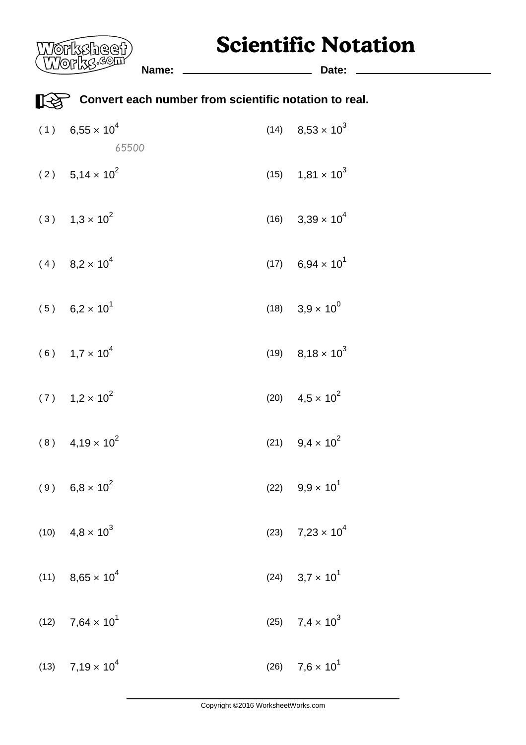# Scientific Notation

**Name:** ______________________ **Date:** ______________________

**Convert each number from scientific notation to real.**

(1) $6{,}55 \times 10^{4}$

65500

(2) $5{,}14 \times 10^{2}$

(3) $1{,}3 \times 10^{2}$

(4) $8{,}2 \times 10^{4}$

(5) $6{,}2 \times 10^{1}$

(6) $1{,}7 \times 10^{4}$

(7) $1{,}2 \times 10^{2}$

(8) $4{,}19 \times 10^{2}$

(9) $6{,}8 \times 10^{2}$

(10) $4{,}8 \times 10^{3}$

(11) $8{,}65 \times 10^{4}$

(12) $7{,}64 \times 10^{1}$

(13) $7{,}19 \times 10^{4}$

(14) $8{,}53 \times 10^{3}$

(15) $1{,}81 \times 10^{3}$

(16) $3{,}39 \times 10^{4}$

(17) $6{,}94 \times 10^{1}$

(18) $3{,}9 \times 10^{0}$

(19) $8{,}18 \times 10^{3}$

(20) $4{,}5 \times 10^{2}$

(21) $9{,}4 \times 10^{2}$

(22) $9{,}9 \times 10^{1}$

(23) $7{,}23 \times 10^{4}$

(24) $3{,}7 \times 10^{1}$

(25) $7{,}4 \times 10^{3}$

(26) $7{,}6 \times 10^{1}$

Copyright ©2016 WorksheetWorks.com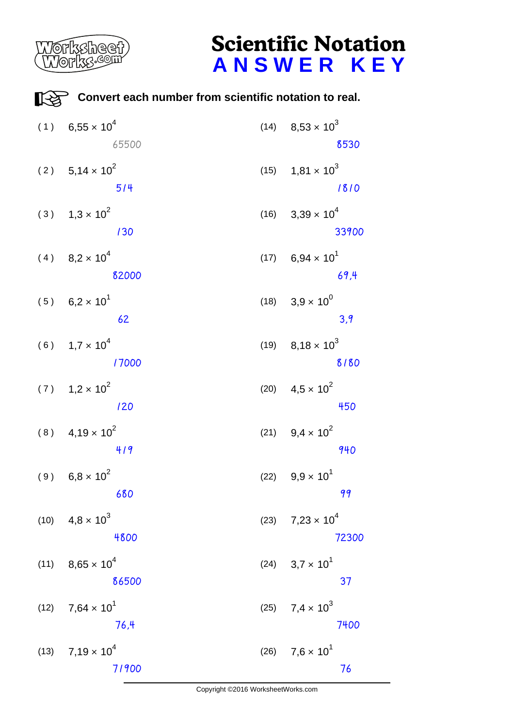# Scientific Notation
## ANSWER KEY

**Convert each number from scientific notation to real.**

(1) $6{,}55 \times 10^{4}$

65500

(2) $5{,}14 \times 10^{2}$

514

(3) $1{,}3 \times 10^{2}$

130

(4) $8{,}2 \times 10^{4}$

82000

(5) $6{,}2 \times 10^{1}$

62

(6) $1{,}7 \times 10^{4}$

17000

(7) $1{,}2 \times 10^{2}$

120

(8) $4{,}19 \times 10^{2}$

419

(9) $6{,}8 \times 10^{2}$

680

(10) $4{,}8 \times 10^{3}$

4800

(11) $8{,}65 \times 10^{4}$

86500

(12) $7{,}64 \times 10^{1}$

76,4

(13) $7{,}19 \times 10^{4}$

71900

(14) $8{,}53 \times 10^{3}$

8530

(15) $1{,}81 \times 10^{3}$

1810

(16) $3{,}39 \times 10^{4}$

33900

(17) $6{,}94 \times 10^{1}$

69,4

(18) $3{,}9 \times 10^{0}$

3,9

(19) $8{,}18 \times 10^{3}$

8180

(20) $4{,}5 \times 10^{2}$

450

(21) $9{,}4 \times 10^{2}$

940

(22) $9{,}9 \times 10^{1}$

99

(23) $7{,}23 \times 10^{4}$

72300

(24) $3{,}7 \times 10^{1}$

37

(25) $7{,}4 \times 10^{3}$

7400

(26) $7{,}6 \times 10^{1}$

76

Copyright ©2016 WorksheetWorks.com